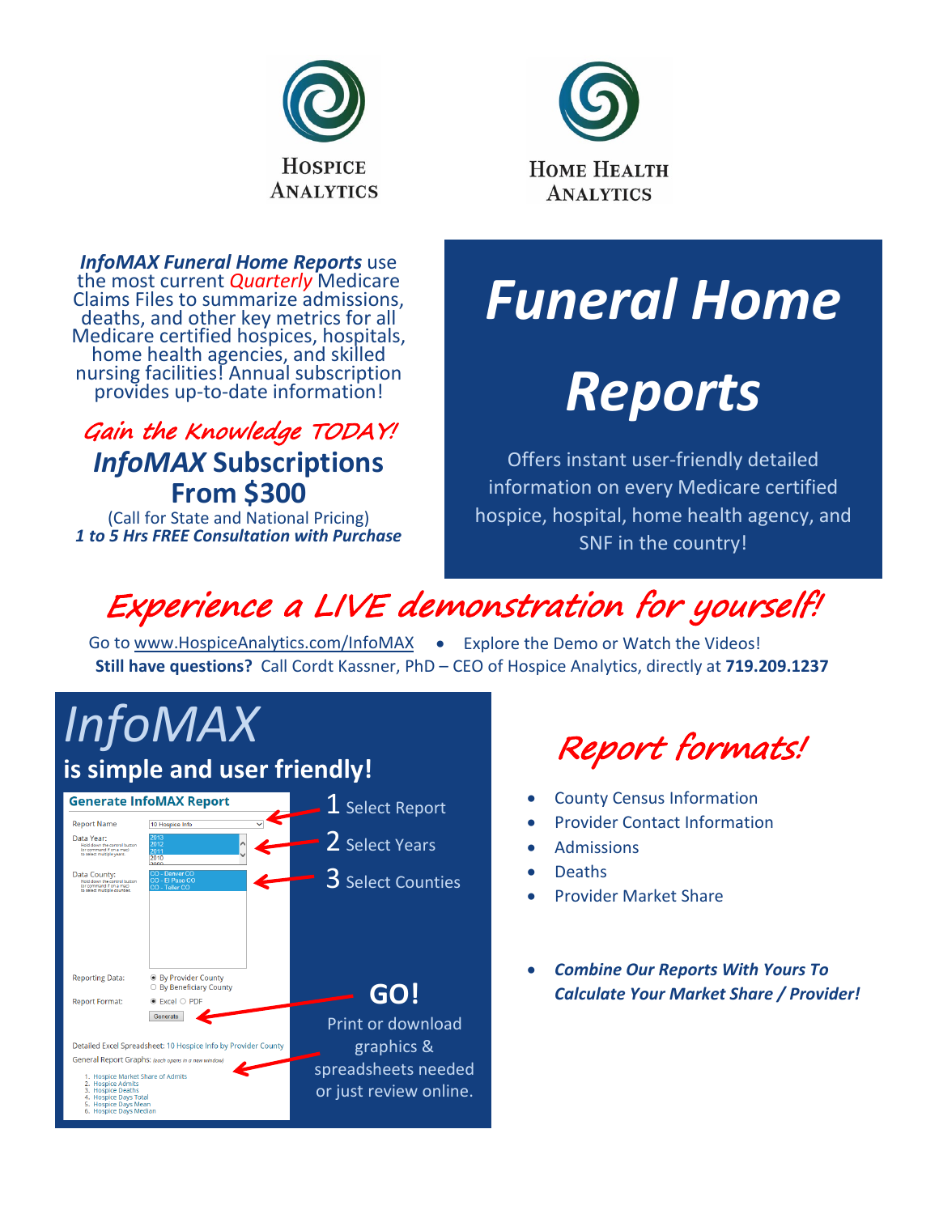Hospice Analytics

Home Health Analytics

***InfoMAX Funeral Home Reports*** use the most current *Quarterly* Medicare Claims Files to summarize admissions, deaths, and other key metrics for all Medicare certified hospices, hospitals, home health agencies, and skilled nursing facilities! Annual subscription provides up-to-date information!

*Gain the Knowledge TODAY!*

**InfoMAX Subscriptions From $300**

(Call for State and National Pricing)

***1 to 5 Hrs FREE Consultation with Purchase***

# *Funeral Home Reports*

Offers instant user-friendly detailed information on every Medicare certified hospice, hospital, home health agency, and SNF in the country!

## *Experience a LIVE demonstration for yourself!*

Go to www.HospiceAnalytics.com/InfoMAX • Explore the Demo or Watch the Videos!

**Still have questions?** Call Cordt Kassner, PhD – CEO of Hospice Analytics, directly at **719.209.1237**

# *InfoMAX*

## is simple and user friendly!

**Generate InfoMAX Report**

Report Name: 10 Hospice Info

Data Year: 2013, 2012, 2011, 2010, 2009

Hold down the control button (or command if on a mac) to select multiple years

Data County: CO - Denver CO, CO - El Paso CO, CO - Teller CO

Hold down the control button (or command if on a mac) to select multiple counties

Reporting Data: By Provider County / By Beneficiary County

Report Format: Excel / PDF

Generate

Detailed Excel Spreadsheet: 10 Hospice Info by Provider County

General Report Graphs: (each opens in a new window)

1. Hospice Market Share of Admits
2. Hospice Admits
3. Hospice Deaths
4. Hospice Days Total
5. Hospice Days Mean
6. Hospice Days Median

1 Select Report

2 Select Years

3 Select Counties

**GO!**

Print or download graphics & spreadsheets needed or just review online.

## *Report formats!*

- County Census Information
- Provider Contact Information
- Admissions
- Deaths
- Provider Market Share

- ***Combine Our Reports With Yours To Calculate Your Market Share / Provider!***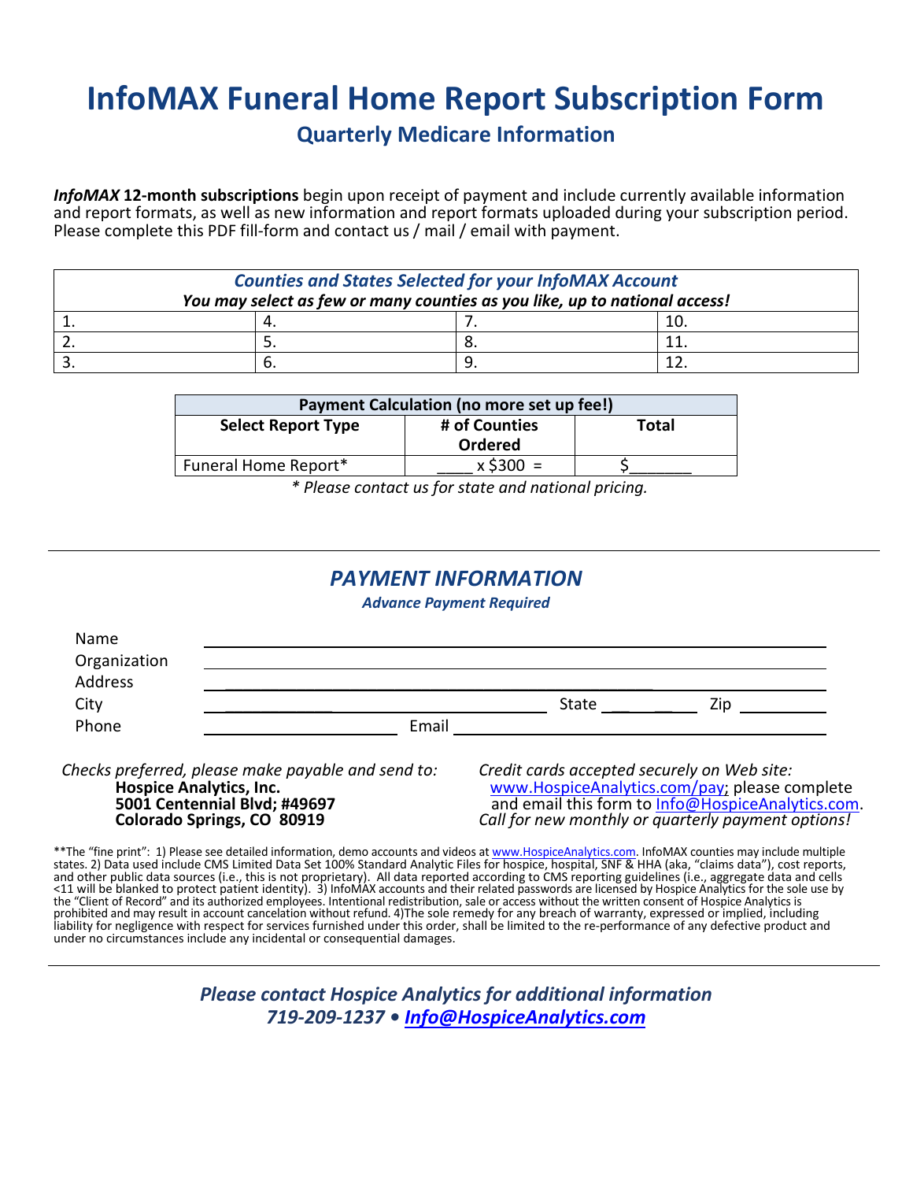# InfoMAX Funeral Home Report Subscription Form

## Quarterly Medicare Information

***InfoMAX* 12-month subscriptions** begin upon receipt of payment and include currently available information and report formats, as well as new information and report formats uploaded during your subscription period. Please complete this PDF fill-form and contact us / mail / email with payment.

| *Counties and States Selected for your InfoMAX Account* *You may select as few or many counties as you like, up to national access!* | | | |
|---|---|---|---|
| 1. | 4. | 7. | 10. |
| 2. | 5. | 8. | 11. |
| 3. | 6. | 9. | 12. |

| **Payment Calculation (no more set up fee!)** | | |
|---|---|---|
| **Select Report Type** | **# of Counties Ordered** | **Total** |
| Funeral Home Report* | ____ x $300 = | $_______ |

*\* Please contact us for state and national pricing.*

---

## *PAYMENT INFORMATION*

***Advance Payment Required***

Name ______________________________

Organization ______________________________

Address ______________________________

City ______________________________ State ___ ___ Zip __________

Phone ______________________________ Email ______________________________

*Checks preferred, please make payable and send to:*
**Hospice Analytics, Inc.**
**5001 Centennial Blvd; #49697**
**Colorado Springs, CO 80919**

*Credit cards accepted securely on Web site:*
www.HospiceAnalytics.com/pay; please complete and email this form to Info@HospiceAnalytics.com.
*Call for new monthly or quarterly payment options!*

**The "fine print": 1) Please see detailed information, demo accounts and videos at www.HospiceAnalytics.com. InfoMAX counties may include multiple states. 2) Data used include CMS Limited Data Set 100% Standard Analytic Files for hospice, hospital, SNF & HHA (aka, "claims data"), cost reports, and other public data sources (i.e., this is not proprietary). All data reported according to CMS reporting guidelines (i.e., aggregate data and cells <11 will be blanked to protect patient identity). 3) InfoMAX accounts and their related passwords are licensed by Hospice Analytics for the sole use by the "Client of Record" and its authorized employees. Intentional redistribution, sale or access without the written consent of Hospice Analytics is prohibited and may result in account cancelation without refund. 4)The sole remedy for any breach of warranty, expressed or implied, including liability for negligence with respect for services furnished under this order, shall be limited to the re-performance of any defective product and under no circumstances include any incidental or consequential damages.

---

***Please contact Hospice Analytics for additional information***
***719-209-1237 • Info@HospiceAnalytics.com***